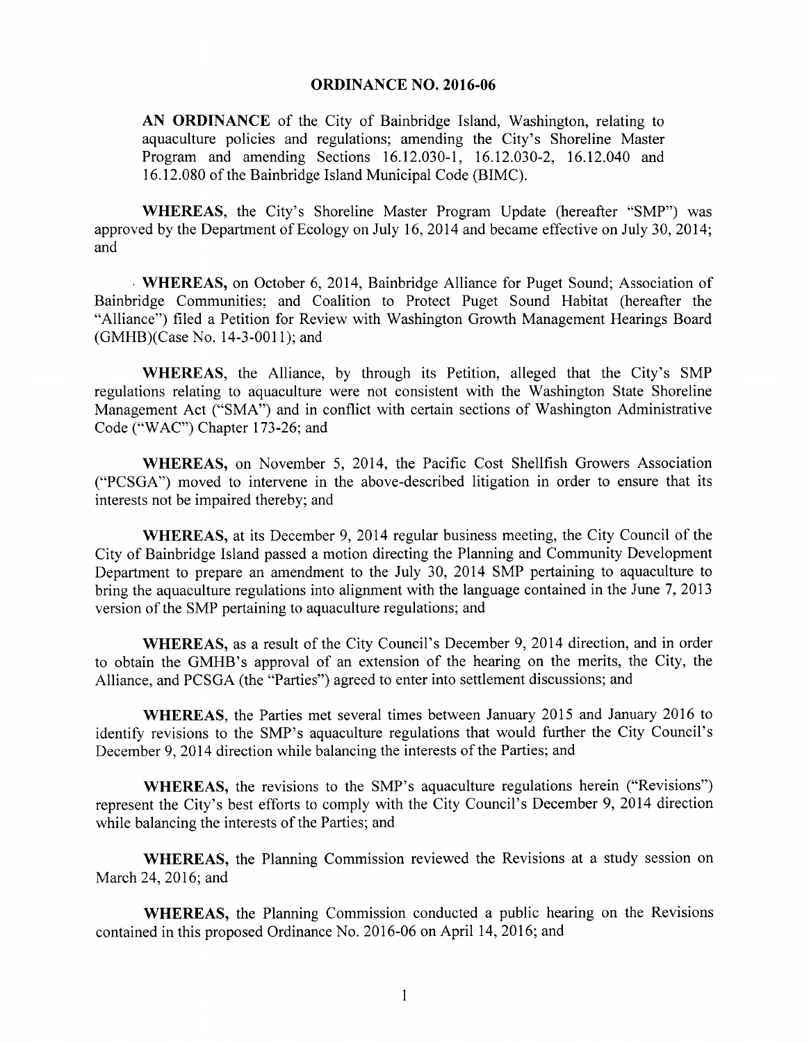# ORDINANCE NO. 2016-06

**AN ORDINANCE** of the City of Bainbridge Island, Washington, relating to aquaculture policies and regulations; amending the City's Shoreline Master Program and amending Sections 16.12.030-1, 16.12.030-2, 16.12.040 and 16.12.080 of the Bainbridge Island Municipal Code (BIMC).

**WHEREAS**, the City's Shoreline Master Program Update (hereafter "SMP") was approved by the Department of Ecology on July 16, 2014 and became effective on July 30, 2014; and

**WHEREAS,** on October 6, 2014, Bainbridge Alliance for Puget Sound; Association of Bainbridge Communities; and Coalition to Protect Puget Sound Habitat (hereafter the "Alliance") filed a Petition for Review with Washington Growth Management Hearings Board (GMHB)(Case No. 14-3-0011); and

**WHEREAS,** the Alliance, by through its Petition, alleged that the City's SMP regulations relating to aquaculture were not consistent with the Washington State Shoreline Management Act ("SMA") and in conflict with certain sections of Washington Administrative Code ("WAC") Chapter 173-26; and

**WHEREAS,** on November 5, 2014, the Pacific Cost Shellfish Growers Association ("PCSGA") moved to intervene in the above-described litigation in order to ensure that its interests not be impaired thereby; and

**WHEREAS,** at its December 9, 2014 regular business meeting, the City Council of the City of Bainbridge Island passed a motion directing the Planning and Community Development Department to prepare an amendment to the July 30, 2014 SMP pertaining to aquaculture to bring the aquaculture regulations into alignment with the language contained in the June 7, 2013 version of the SMP pertaining to aquaculture regulations; and

**WHEREAS,** as a result of the City Council's December 9, 2014 direction, and in order to obtain the GMHB's approval of an extension of the hearing on the merits, the City, the Alliance, and PCSGA (the "Parties") agreed to enter into settlement discussions; and

**WHEREAS,** the Parties met several times between January 2015 and January 2016 to identify revisions to the SMP's aquaculture regulations that would further the City Council's December 9, 2014 direction while balancing the interests of the Parties; and

**WHEREAS,** the revisions to the SMP's aquaculture regulations herein ("Revisions") represent the City's best efforts to comply with the City Council's December 9, 2014 direction while balancing the interests of the Parties; and

**WHEREAS,** the Planning Commission reviewed the Revisions at a study session on March 24, 2016; and

**WHEREAS,** the Planning Commission conducted a public hearing on the Revisions contained in this proposed Ordinance No. 2016-06 on April 14, 2016; and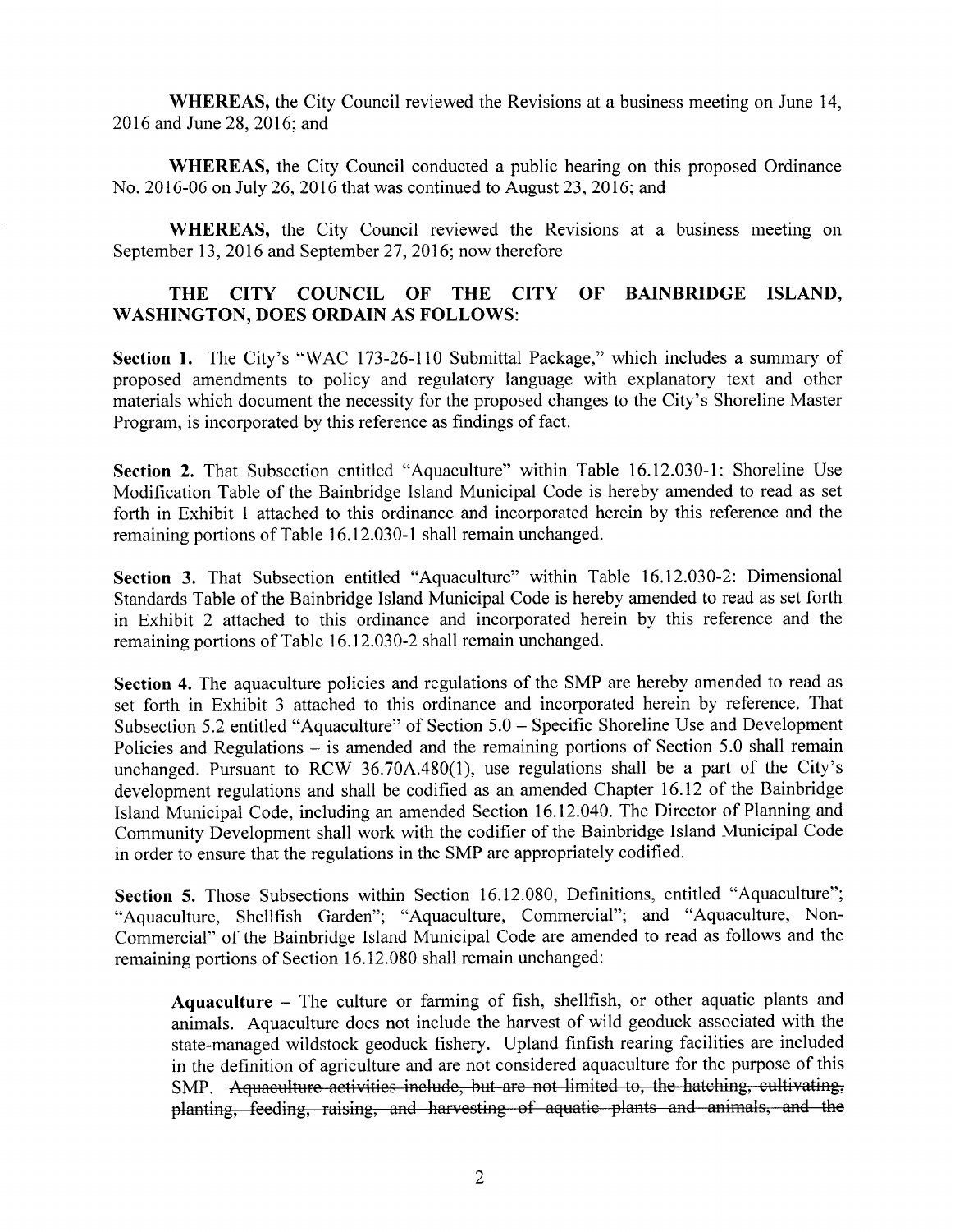**WHEREAS,** the City Council reviewed the Revisions at a business meeting on June 14, 2016 and June 28, 2016; and

**WHEREAS,** the City Council conducted a public hearing on this proposed Ordinance No. 2016-06 on July 26, 2016 that was continued to August 23, 2016; and

**WHEREAS,** the City Council reviewed the Revisions at a business meeting on September 13, 2016 and September 27, 2016; now therefore

**THE CITY COUNCIL OF THE CITY OF BAINBRIDGE ISLAND, WASHINGTON, DOES ORDAIN AS FOLLOWS:**

**Section 1.** The City's "WAC 173-26-110 Submittal Package," which includes a summary of proposed amendments to policy and regulatory language with explanatory text and other materials which document the necessity for the proposed changes to the City's Shoreline Master Program, is incorporated by this reference as findings of fact.

**Section 2.** That Subsection entitled "Aquaculture" within Table 16.12.030-1: Shoreline Use Modification Table of the Bainbridge Island Municipal Code is hereby amended to read as set forth in Exhibit 1 attached to this ordinance and incorporated herein by this reference and the remaining portions of Table 16.12.030-1 shall remain unchanged.

**Section 3.** That Subsection entitled "Aquaculture" within Table 16.12.030-2: Dimensional Standards Table of the Bainbridge Island Municipal Code is hereby amended to read as set forth in Exhibit 2 attached to this ordinance and incorporated herein by this reference and the remaining portions of Table 16.12.030-2 shall remain unchanged.

**Section 4.** The aquaculture policies and regulations of the SMP are hereby amended to read as set forth in Exhibit 3 attached to this ordinance and incorporated herein by reference. That Subsection 5.2 entitled "Aquaculture" of Section 5.0 – Specific Shoreline Use and Development Policies and Regulations – is amended and the remaining portions of Section 5.0 shall remain unchanged. Pursuant to RCW 36.70A.480(1), use regulations shall be a part of the City's development regulations and shall be codified as an amended Chapter 16.12 of the Bainbridge Island Municipal Code, including an amended Section 16.12.040. The Director of Planning and Community Development shall work with the codifier of the Bainbridge Island Municipal Code in order to ensure that the regulations in the SMP are appropriately codified.

**Section 5.** Those Subsections within Section 16.12.080, Definitions, entitled "Aquaculture"; "Aquaculture, Shellfish Garden"; "Aquaculture, Commercial"; and "Aquaculture, Non-Commercial" of the Bainbridge Island Municipal Code are amended to read as follows and the remaining portions of Section 16.12.080 shall remain unchanged:

> **Aquaculture** – The culture or farming of fish, shellfish, or other aquatic plants and animals. Aquaculture does not include the harvest of wild geoduck associated with the state-managed wildstock geoduck fishery. Upland finfish rearing facilities are included in the definition of agriculture and are not considered aquaculture for the purpose of this SMP. ~~Aquaculture activities include, but are not limited to, the hatching, cultivating, planting, feeding, raising, and harvesting of aquatic plants and animals, and the~~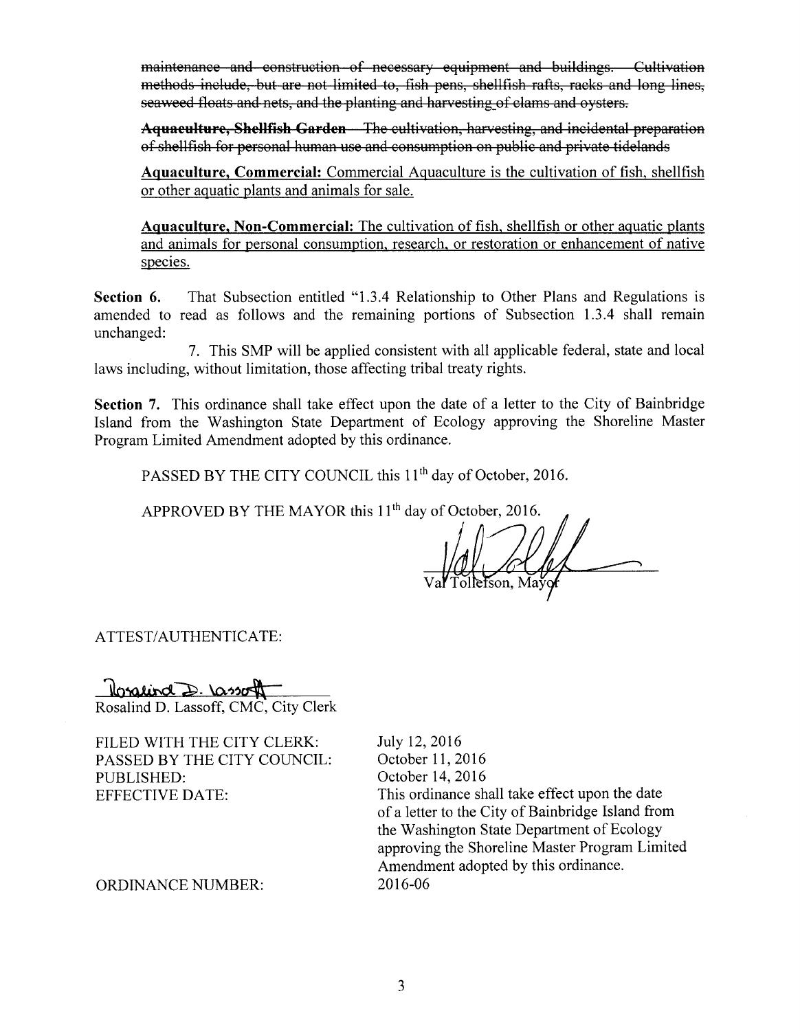~~maintenance and construction of necessary equipment and buildings. Cultivation methods include, but are not limited to, fish pens, shellfish rafts, racks and long lines, seaweed floats and nets, and the planting and harvesting of clams and oysters.~~

~~**Aquaculture, Shellfish Garden** – The cultivation, harvesting, and incidental preparation of shellfish for personal human use and consumption on public and private tidelands~~

<u>**Aquaculture, Commercial:** Commercial Aquaculture is the cultivation of fish, shellfish or other aquatic plants and animals for sale.</u>

<u>**Aquaculture, Non-Commercial:** The cultivation of fish, shellfish or other aquatic plants and animals for personal consumption, research, or restoration or enhancement of native species.</u>

**Section 6.** That Subsection entitled "1.3.4 Relationship to Other Plans and Regulations is amended to read as follows and the remaining portions of Subsection 1.3.4 shall remain unchanged:

7. This SMP will be applied consistent with all applicable federal, state and local laws including, without limitation, those affecting tribal treaty rights.

**Section 7.** This ordinance shall take effect upon the date of a letter to the City of Bainbridge Island from the Washington State Department of Ecology approving the Shoreline Master Program Limited Amendment adopted by this ordinance.

PASSED BY THE CITY COUNCIL this 11th day of October, 2016.

APPROVED BY THE MAYOR this 11th day of October, 2016.

Val Tollefson, Mayor

ATTEST/AUTHENTICATE:

Rosalind D. Lassoff, CMC, City Clerk

| | |
|---|---|
| FILED WITH THE CITY CLERK: | July 12, 2016 |
| PASSED BY THE CITY COUNCIL: | October 11, 2016 |
| PUBLISHED: | October 14, 2016 |
| EFFECTIVE DATE: | This ordinance shall take effect upon the date of a letter to the City of Bainbridge Island from the Washington State Department of Ecology approving the Shoreline Master Program Limited Amendment adopted by this ordinance. |
| ORDINANCE NUMBER: | 2016-06 |